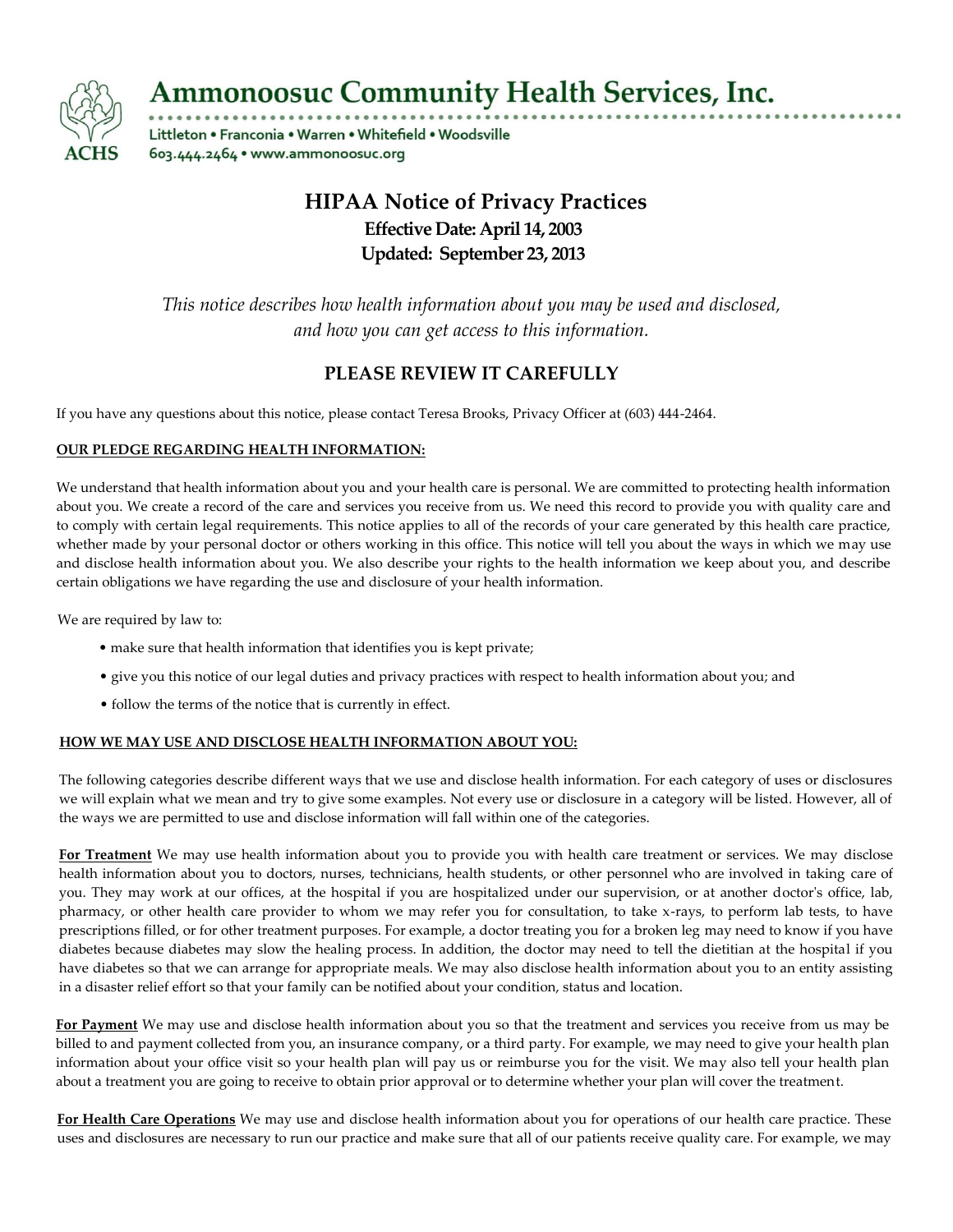# Ammonoosuc Community Health Services, Inc.

Littleton • Franconia • Warren • Whitefield • Woodsville
603.444.2464 • www.ammonoosuc.org

## HIPAA Notice of Privacy Practices

**Effective Date: April 14, 2003**
**Updated: September 23, 2013**

*This notice describes how health information about you may be used and disclosed, and how you can get access to this information.*

## PLEASE REVIEW IT CAREFULLY

If you have any questions about this notice, please contact Teresa Brooks, Privacy Officer at (603) 444-2464.

**OUR PLEDGE REGARDING HEALTH INFORMATION:**

We understand that health information about you and your health care is personal. We are committed to protecting health information about you. We create a record of the care and services you receive from us. We need this record to provide you with quality care and to comply with certain legal requirements. This notice applies to all of the records of your care generated by this health care practice, whether made by your personal doctor or others working in this office. This notice will tell you about the ways in which we may use and disclose health information about you. We also describe your rights to the health information we keep about you, and describe certain obligations we have regarding the use and disclosure of your health information.

We are required by law to:

- make sure that health information that identifies you is kept private;
- give you this notice of our legal duties and privacy practices with respect to health information about you; and
- follow the terms of the notice that is currently in effect.

**HOW WE MAY USE AND DISCLOSE HEALTH INFORMATION ABOUT YOU:**

The following categories describe different ways that we use and disclose health information. For each category of uses or disclosures we will explain what we mean and try to give some examples. Not every use or disclosure in a category will be listed. However, all of the ways we are permitted to use and disclose information will fall within one of the categories.

**For Treatment** We may use health information about you to provide you with health care treatment or services. We may disclose health information about you to doctors, nurses, technicians, health students, or other personnel who are involved in taking care of you. They may work at our offices, at the hospital if you are hospitalized under our supervision, or at another doctor's office, lab, pharmacy, or other health care provider to whom we may refer you for consultation, to take x-rays, to perform lab tests, to have prescriptions filled, or for other treatment purposes. For example, a doctor treating you for a broken leg may need to know if you have diabetes because diabetes may slow the healing process. In addition, the doctor may need to tell the dietitian at the hospital if you have diabetes so that we can arrange for appropriate meals. We may also disclose health information about you to an entity assisting in a disaster relief effort so that your family can be notified about your condition, status and location.

**For Payment** We may use and disclose health information about you so that the treatment and services you receive from us may be billed to and payment collected from you, an insurance company, or a third party. For example, we may need to give your health plan information about your office visit so your health plan will pay us or reimburse you for the visit. We may also tell your health plan about a treatment you are going to receive to obtain prior approval or to determine whether your plan will cover the treatment.

**For Health Care Operations** We may use and disclose health information about you for operations of our health care practice. These uses and disclosures are necessary to run our practice and make sure that all of our patients receive quality care. For example, we may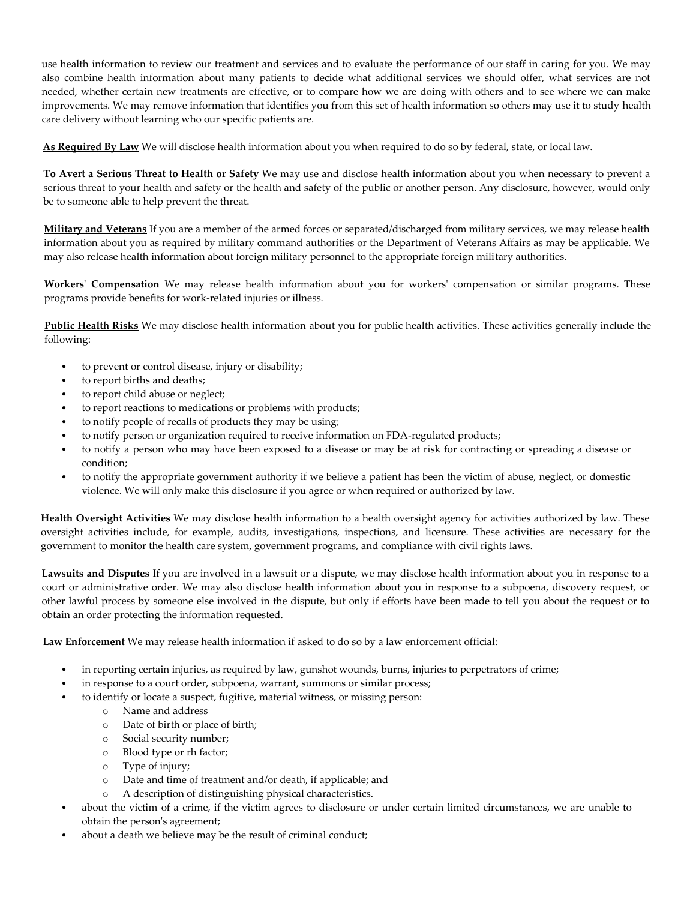use health information to review our treatment and services and to evaluate the performance of our staff in caring for you. We may also combine health information about many patients to decide what additional services we should offer, what services are not needed, whether certain new treatments are effective, or to compare how we are doing with others and to see where we can make improvements. We may remove information that identifies you from this set of health information so others may use it to study health care delivery without learning who our specific patients are.

**As Required By Law** We will disclose health information about you when required to do so by federal, state, or local law.

**To Avert a Serious Threat to Health or Safety** We may use and disclose health information about you when necessary to prevent a serious threat to your health and safety or the health and safety of the public or another person. Any disclosure, however, would only be to someone able to help prevent the threat.

**Military and Veterans** If you are a member of the armed forces or separated/discharged from military services, we may release health information about you as required by military command authorities or the Department of Veterans Affairs as may be applicable. We may also release health information about foreign military personnel to the appropriate foreign military authorities.

**Workers' Compensation** We may release health information about you for workers' compensation or similar programs. These programs provide benefits for work-related injuries or illness.

**Public Health Risks** We may disclose health information about you for public health activities. These activities generally include the following:

- to prevent or control disease, injury or disability;
- to report births and deaths;
- to report child abuse or neglect;
- to report reactions to medications or problems with products;
- to notify people of recalls of products they may be using;
- to notify person or organization required to receive information on FDA-regulated products;
- to notify a person who may have been exposed to a disease or may be at risk for contracting or spreading a disease or condition;
- to notify the appropriate government authority if we believe a patient has been the victim of abuse, neglect, or domestic violence. We will only make this disclosure if you agree or when required or authorized by law.

**Health Oversight Activities** We may disclose health information to a health oversight agency for activities authorized by law. These oversight activities include, for example, audits, investigations, inspections, and licensure. These activities are necessary for the government to monitor the health care system, government programs, and compliance with civil rights laws.

**Lawsuits and Disputes** If you are involved in a lawsuit or a dispute, we may disclose health information about you in response to a court or administrative order. We may also disclose health information about you in response to a subpoena, discovery request, or other lawful process by someone else involved in the dispute, but only if efforts have been made to tell you about the request or to obtain an order protecting the information requested.

**Law Enforcement** We may release health information if asked to do so by a law enforcement official:

- in reporting certain injuries, as required by law, gunshot wounds, burns, injuries to perpetrators of crime;
- in response to a court order, subpoena, warrant, summons or similar process;
- to identify or locate a suspect, fugitive, material witness, or missing person:
  - Name and address
  - Date of birth or place of birth;
  - Social security number;
  - Blood type or rh factor;
  - Type of injury;
  - Date and time of treatment and/or death, if applicable; and
  - A description of distinguishing physical characteristics.
- about the victim of a crime, if the victim agrees to disclosure or under certain limited circumstances, we are unable to obtain the person's agreement;
- about a death we believe may be the result of criminal conduct;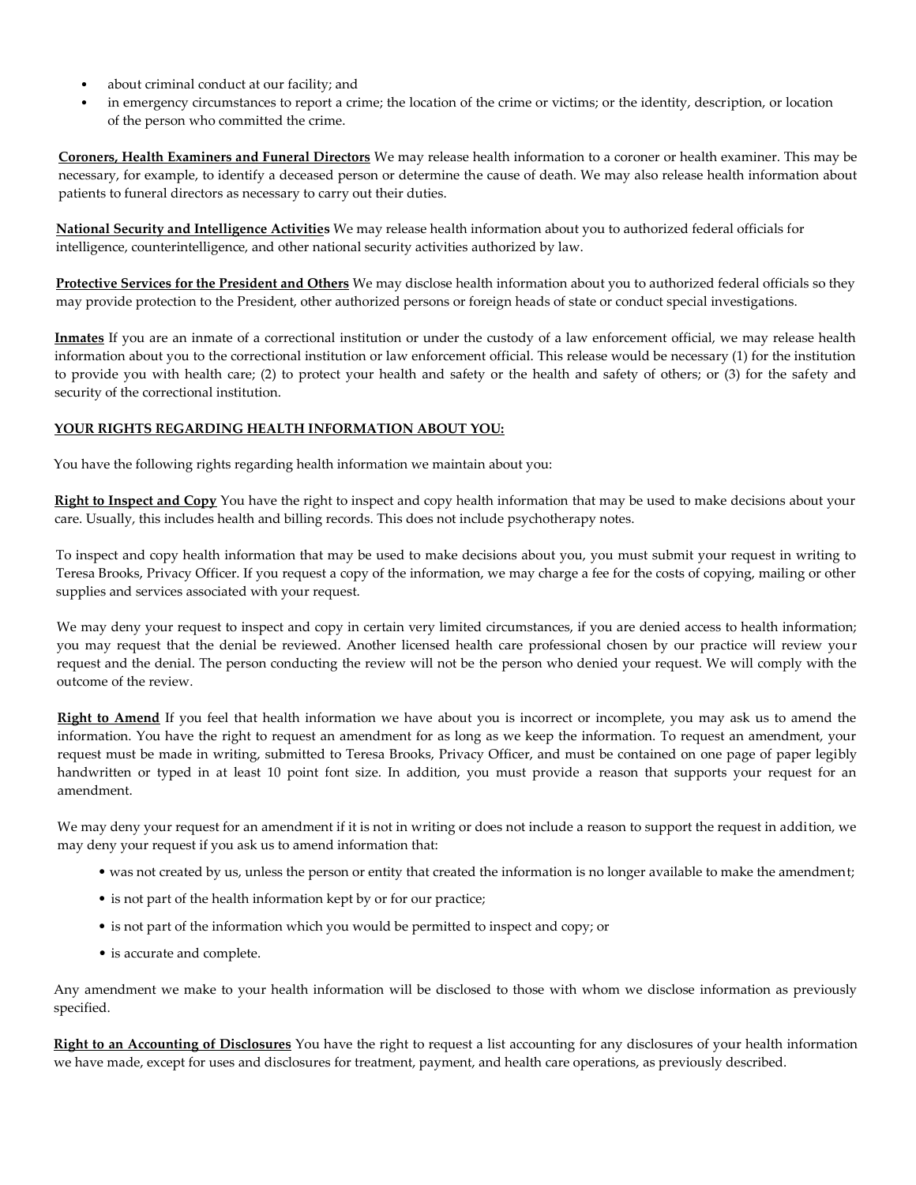- about criminal conduct at our facility; and
- in emergency circumstances to report a crime; the location of the crime or victims; or the identity, description, or location of the person who committed the crime.

**Coroners, Health Examiners and Funeral Directors** We may release health information to a coroner or health examiner. This may be necessary, for example, to identify a deceased person or determine the cause of death. We may also release health information about patients to funeral directors as necessary to carry out their duties.

**National Security and Intelligence Activities** We may release health information about you to authorized federal officials for intelligence, counterintelligence, and other national security activities authorized by law.

**Protective Services for the President and Others** We may disclose health information about you to authorized federal officials so they may provide protection to the President, other authorized persons or foreign heads of state or conduct special investigations.

**Inmates** If you are an inmate of a correctional institution or under the custody of a law enforcement official, we may release health information about you to the correctional institution or law enforcement official. This release would be necessary (1) for the institution to provide you with health care; (2) to protect your health and safety or the health and safety of others; or (3) for the safety and security of the correctional institution.

## YOUR RIGHTS REGARDING HEALTH INFORMATION ABOUT YOU:

You have the following rights regarding health information we maintain about you:

**Right to Inspect and Copy** You have the right to inspect and copy health information that may be used to make decisions about your care. Usually, this includes health and billing records. This does not include psychotherapy notes.

To inspect and copy health information that may be used to make decisions about you, you must submit your request in writing to Teresa Brooks, Privacy Officer. If you request a copy of the information, we may charge a fee for the costs of copying, mailing or other supplies and services associated with your request.

We may deny your request to inspect and copy in certain very limited circumstances, if you are denied access to health information; you may request that the denial be reviewed. Another licensed health care professional chosen by our practice will review your request and the denial. The person conducting the review will not be the person who denied your request. We will comply with the outcome of the review.

**Right to Amend** If you feel that health information we have about you is incorrect or incomplete, you may ask us to amend the information. You have the right to request an amendment for as long as we keep the information. To request an amendment, your request must be made in writing, submitted to Teresa Brooks, Privacy Officer, and must be contained on one page of paper legibly handwritten or typed in at least 10 point font size. In addition, you must provide a reason that supports your request for an amendment.

We may deny your request for an amendment if it is not in writing or does not include a reason to support the request in addition, we may deny your request if you ask us to amend information that:

- was not created by us, unless the person or entity that created the information is no longer available to make the amendment;
- is not part of the health information kept by or for our practice;
- is not part of the information which you would be permitted to inspect and copy; or
- is accurate and complete.

Any amendment we make to your health information will be disclosed to those with whom we disclose information as previously specified.

**Right to an Accounting of Disclosures** You have the right to request a list accounting for any disclosures of your health information we have made, except for uses and disclosures for treatment, payment, and health care operations, as previously described.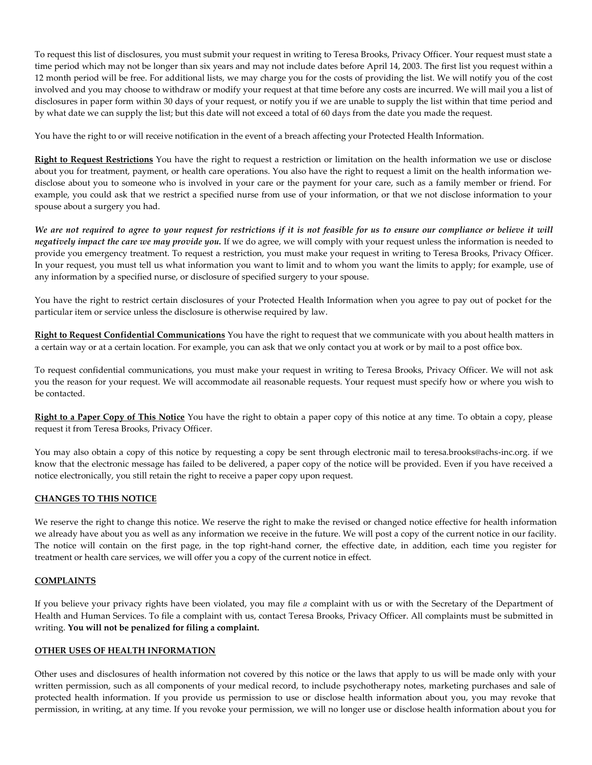To request this list of disclosures, you must submit your request in writing to Teresa Brooks, Privacy Officer. Your request must state a time period which may not be longer than six years and may not include dates before April 14, 2003. The first list you request within a 12 month period will be free. For additional lists, we may charge you for the costs of providing the list. We will notify you of the cost involved and you may choose to withdraw or modify your request at that time before any costs are incurred. We will mail you a list of disclosures in paper form within 30 days of your request, or notify you if we are unable to supply the list within that time period and by what date we can supply the list; but this date will not exceed a total of 60 days from the date you made the request.

You have the right to or will receive notification in the event of a breach affecting your Protected Health Information.

**Right to Request Restrictions** You have the right to request a restriction or limitation on the health information we use or disclose about you for treatment, payment, or health care operations. You also have the right to request a limit on the health information we-disclose about you to someone who is involved in your care or the payment for your care, such as a family member or friend. For example, you could ask that we restrict a specified nurse from use of your information, or that we not disclose information to your spouse about a surgery you had.

***We are not required to agree to your request for restrictions if it is not feasible for us to ensure our compliance or believe it will negatively impact the care we may provide you.*** If we do agree, we will comply with your request unless the information is needed to provide you emergency treatment. To request a restriction, you must make your request in writing to Teresa Brooks, Privacy Officer. In your request, you must tell us what information you want to limit and to whom you want the limits to apply; for example, use of any information by a specified nurse, or disclosure of specified surgery to your spouse.

You have the right to restrict certain disclosures of your Protected Health Information when you agree to pay out of pocket for the particular item or service unless the disclosure is otherwise required by law.

**Right to Request Confidential Communications** You have the right to request that we communicate with you about health matters in a certain way or at a certain location. For example, you can ask that we only contact you at work or by mail to a post office box.

To request confidential communications, you must make your request in writing to Teresa Brooks, Privacy Officer. We will not ask you the reason for your request. We will accommodate ail reasonable requests. Your request must specify how or where you wish to be contacted.

**Right to a Paper Copy of This Notice** You have the right to obtain a paper copy of this notice at any time. To obtain a copy, please request it from Teresa Brooks, Privacy Officer.

You may also obtain a copy of this notice by requesting a copy be sent through electronic mail to teresa.brooks@achs-inc.org. if we know that the electronic message has failed to be delivered, a paper copy of the notice will be provided. Even if you have received a notice electronically, you still retain the right to receive a paper copy upon request.

## CHANGES TO THIS NOTICE

We reserve the right to change this notice. We reserve the right to make the revised or changed notice effective for health information we already have about you as well as any information we receive in the future. We will post a copy of the current notice in our facility. The notice will contain on the first page, in the top right-hand corner, the effective date, in addition, each time you register for treatment or health care services, we will offer you a copy of the current notice in effect.

## COMPLAINTS

If you believe your privacy rights have been violated, you may file *a* complaint with us or with the Secretary of the Department of Health and Human Services. To file a complaint with us, contact Teresa Brooks, Privacy Officer. All complaints must be submitted in writing. **You will not be penalized for filing a complaint.**

## OTHER USES OF HEALTH INFORMATION

Other uses and disclosures of health information not covered by this notice or the laws that apply to us will be made only with your written permission, such as all components of your medical record, to include psychotherapy notes, marketing purchases and sale of protected health information. If you provide us permission to use or disclose health information about you, you may revoke that permission, in writing, at any time. If you revoke your permission, we will no longer use or disclose health information about you for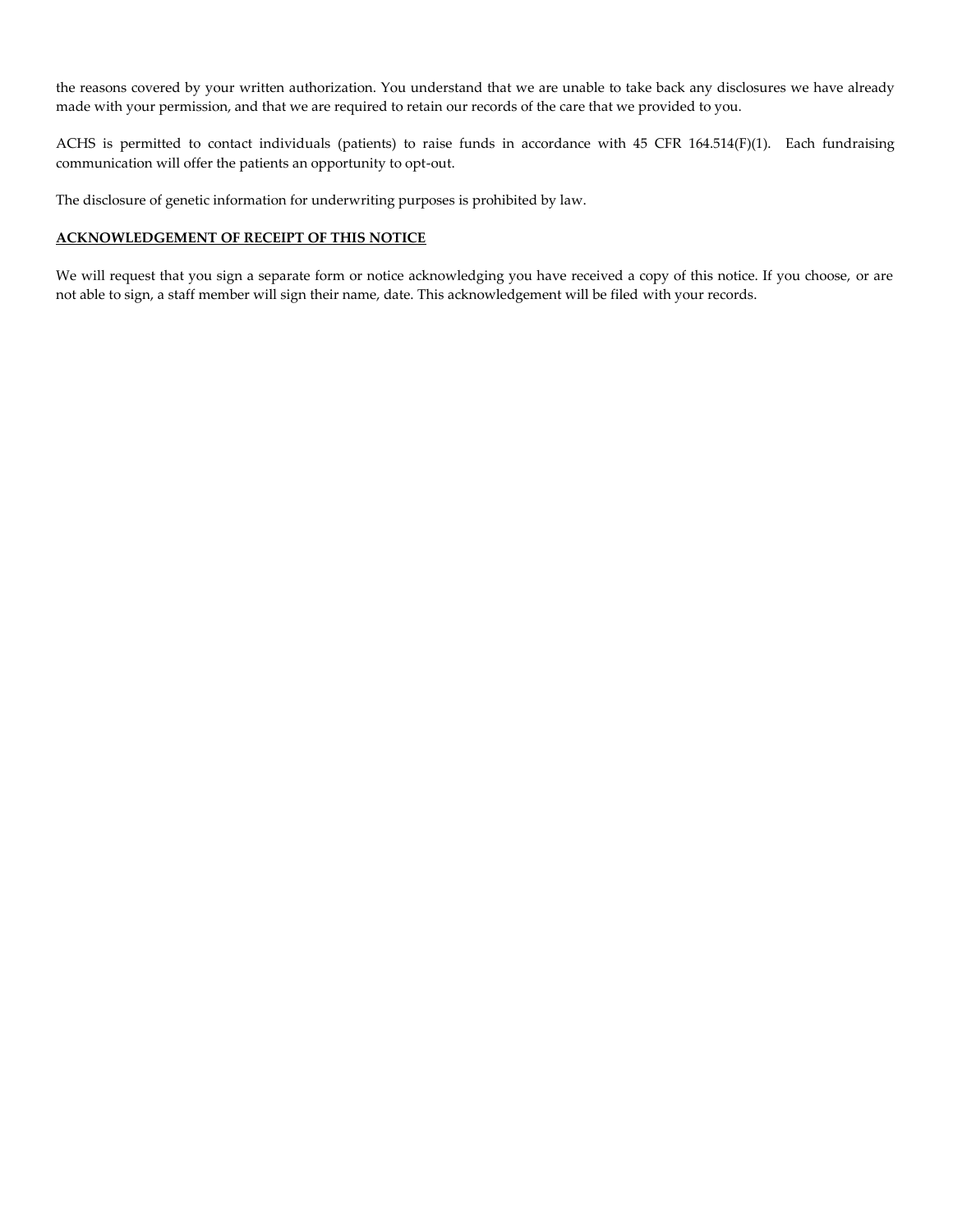the reasons covered by your written authorization. You understand that we are unable to take back any disclosures we have already made with your permission, and that we are required to retain our records of the care that we provided to you.

ACHS is permitted to contact individuals (patients) to raise funds in accordance with 45 CFR 164.514(F)(1). Each fundraising communication will offer the patients an opportunity to opt-out.

The disclosure of genetic information for underwriting purposes is prohibited by law.

**ACKNOWLEDGEMENT OF RECEIPT OF THIS NOTICE**

We will request that you sign a separate form or notice acknowledging you have received a copy of this notice. If you choose, or are not able to sign, a staff member will sign their name, date. This acknowledgement will be filed with your records.